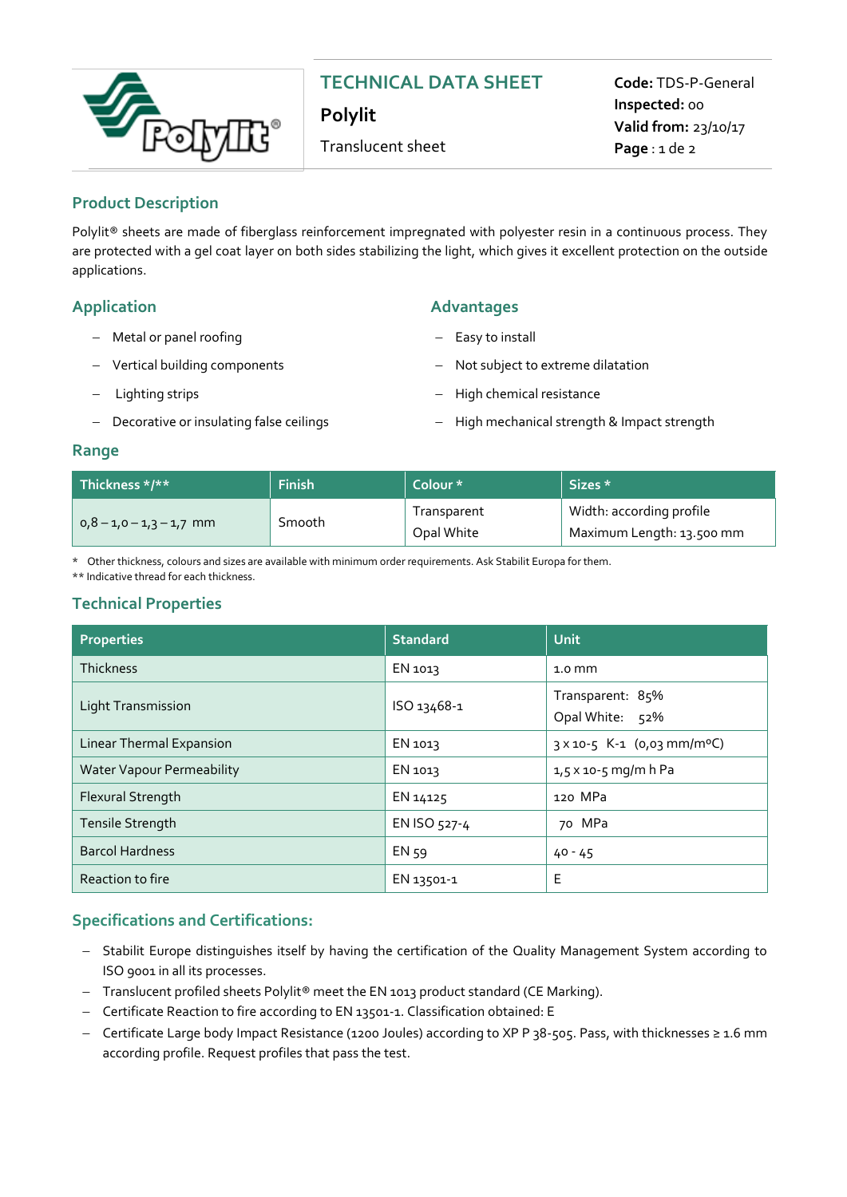# TECHNICAL DATA SHEET

**Polylit**

Translucent sheet

**Code:** TDS-P-General
**Inspected:** 00
**Valid from:** 23/10/17

## Product Description

Polylit® sheets are made of fiberglass reinforcement impregnated with polyester resin in a continuous process. They are protected with a gel coat layer on both sides stabilizing the light, which gives it excellent protection on the outside applications.

## Application

- Metal or panel roofing
- Vertical building components
- Lighting strips
- Decorative or insulating false ceilings

## Advantages

- Easy to install
- Not subject to extreme dilatation
- High chemical resistance
- High mechanical strength & Impact strength

## Range

| Thickness */** | Finish | Colour * | Sizes * |
|---|---|---|---|
| 0,8 – 1,0 – 1,3 – 1,7 mm | Smooth | Transparent<br>Opal White | Width: according profile<br>Maximum Length: 13.500 mm |

\* Other thickness, colours and sizes are available with minimum order requirements. Ask Stabilit Europa for them.
** Indicative thread for each thickness.

## Technical Properties

| Properties | Standard | Unit |
|---|---|---|
| Thickness | EN 1013 | 1.0 mm |
| Light Transmission | ISO 13468-1 | Transparent: 85%<br>Opal White: 52% |
| Linear Thermal Expansion | EN 1013 | $3 \times 10^{-5}$ $K^{-1}$ (0,03 mm/m°C) |
| Water Vapour Permeability | EN 1013 | $1{,}5 \times 10^{-5}$ mg/m h Pa |
| Flexural Strength | EN 14125 | 120 MPa |
| Tensile Strength | EN ISO 527-4 | 70 MPa |
| Barcol Hardness | EN 59 | 40 - 45 |
| Reaction to fire | EN 13501-1 | E |

## Specifications and Certifications:

- Stabilit Europe distinguishes itself by having the certification of the Quality Management System according to ISO 9001 in all its processes.
- Translucent profiled sheets Polylit® meet the EN 1013 product standard (CE Marking).
- Certificate Reaction to fire according to EN 13501-1. Classification obtained: E
- Certificate Large body Impact Resistance (1200 Joules) according to XP P 38-505. Pass, with thicknesses ≥ 1.6 mm according profile. Request profiles that pass the test.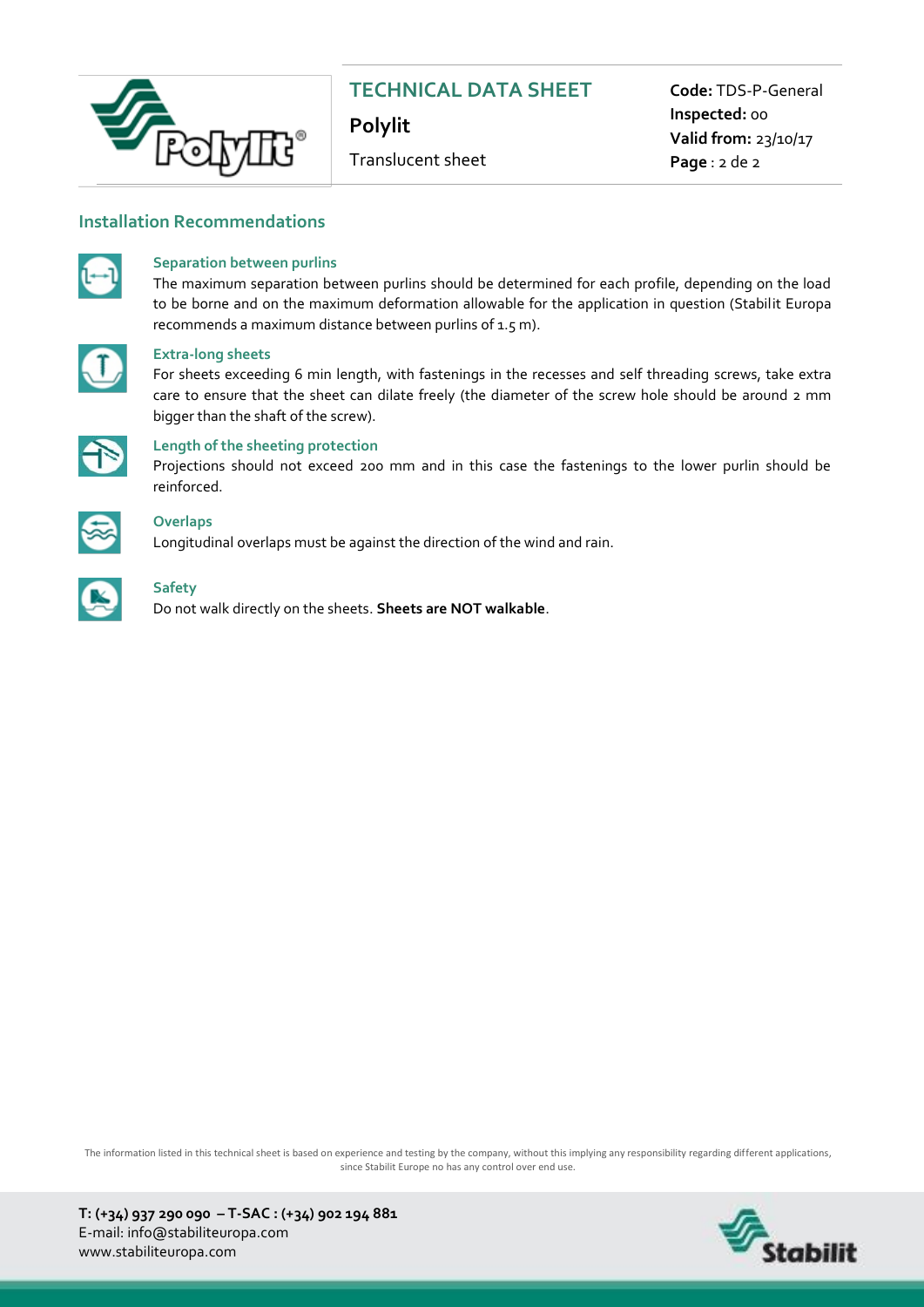## Installation Recommendations

### Separation between purlins

The maximum separation between purlins should be determined for each profile, depending on the load to be borne and on the maximum deformation allowable for the application in question (Stabilit Europa recommends a maximum distance between purlins of 1.5 m).

### Extra-long sheets

For sheets exceeding 6 min length, with fastenings in the recesses and self threading screws, take extra care to ensure that the sheet can dilate freely (the diameter of the screw hole should be around 2 mm bigger than the shaft of the screw).

### Length of the sheeting protection

Projections should not exceed 200 mm and in this case the fastenings to the lower purlin should be reinforced.

### Overlaps

Longitudinal overlaps must be against the direction of the wind and rain.

### Safety

Do not walk directly on the sheets. **Sheets are NOT walkable**.

The information listed in this technical sheet is based on experience and testing by the company, without this implying any responsibility regarding different applications, since Stabilit Europe no has any control over end use.

**T: (+34) 937 290 090 – T-SAC : (+34) 902 194 881**
E-mail: info@stabiliteuropa.com
www.stabiliteuropa.com